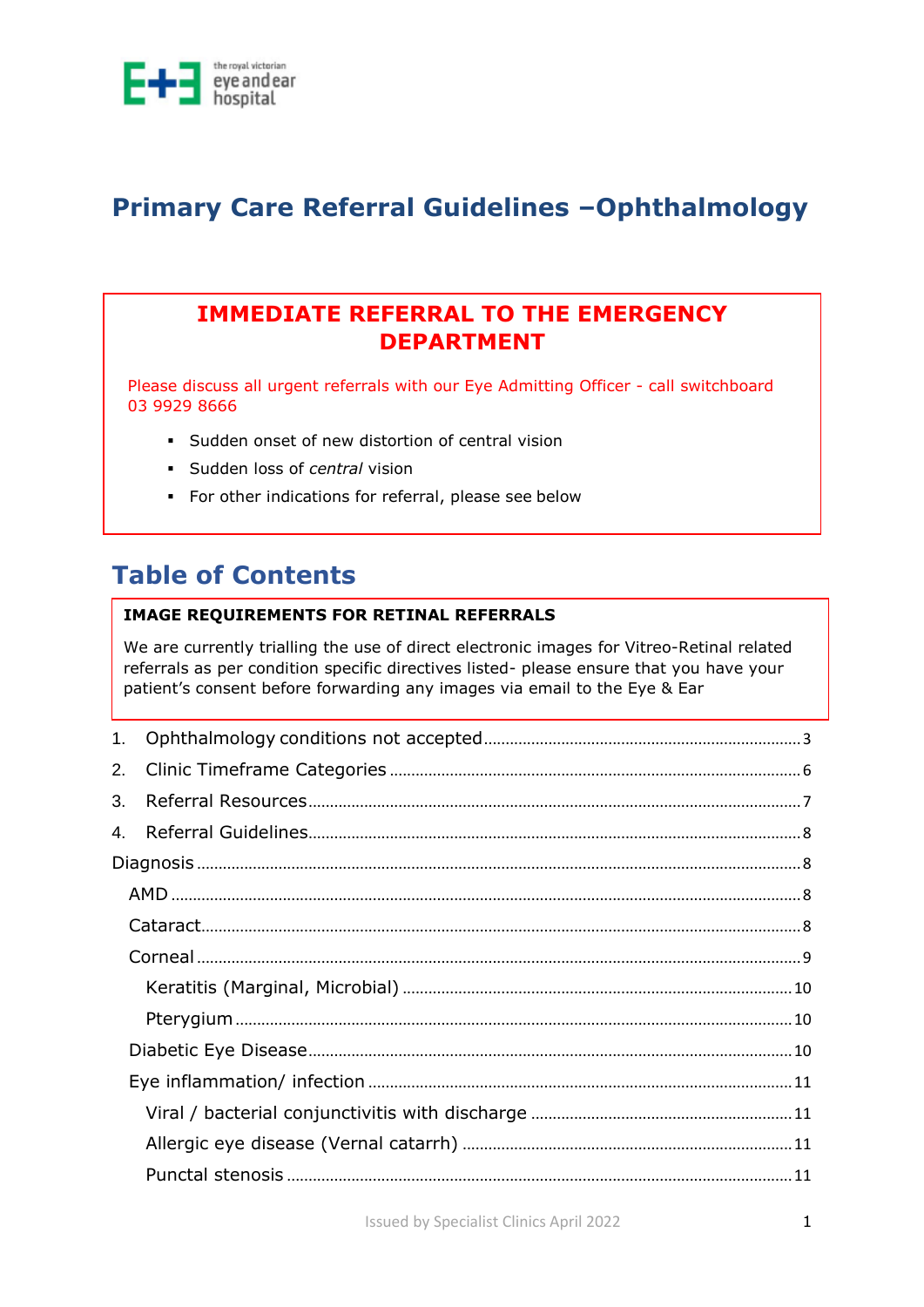# Primary Care Referral Guidelines –Ophthalmology

## IMMEDIATE REFERRAL TO THE EMERGENCY DEPARTMENT

Please discuss all urgent referrals with our Eye Admitting Officer - call switchboard 03 9929 8666

- Sudden onset of new distortion of central vision
- Sudden loss of *central* vision
- For other indications for referral, please see below

## Table of Contents

**IMAGE REQUIREMENTS FOR RETINAL REFERRALS**

We are currently trialling the use of direct electronic images for Vitreo-Retinal related referrals as per condition specific directives listed- please ensure that you have your patient's consent before forwarding any images via email to the Eye & Ear

1. Ophthalmology conditions not accepted ........ 3
2. Clinic Timeframe Categories ........ 6
3. Referral Resources ........ 7
4. Referral Guidelines ........ 8

Diagnosis ........ 8

- AMD ........ 8
- Cataract ........ 8
- Corneal ........ 9
  - Keratitis (Marginal, Microbial) ........ 10
  - Pterygium ........ 10
- Diabetic Eye Disease ........ 10
- Eye inflammation/ infection ........ 11
  - Viral / bacterial conjunctivitis with discharge ........ 11
  - Allergic eye disease (Vernal catarrh) ........ 11
  - Punctal stenosis ........ 11

Issued by Specialist Clinics April 2022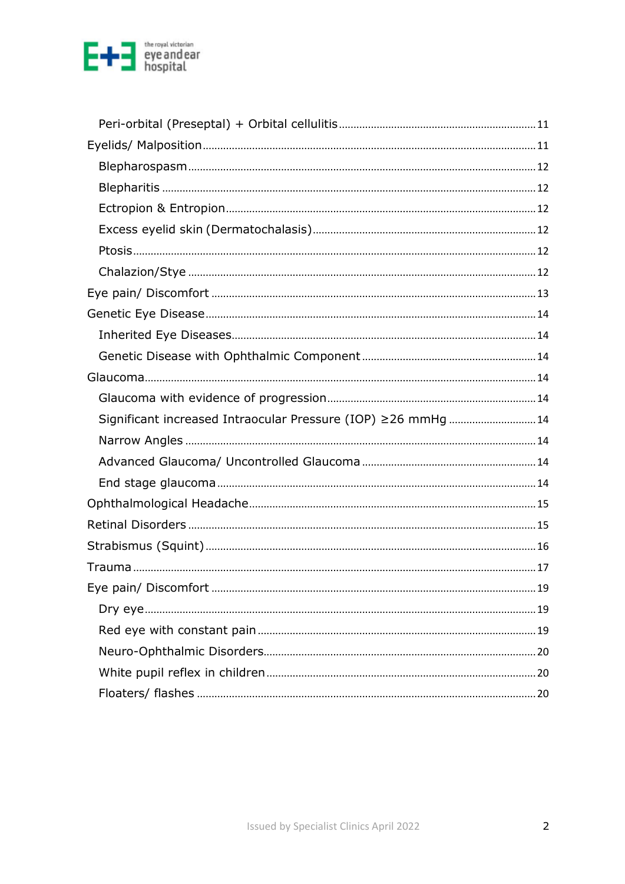- Peri-orbital (Preseptal) + Orbital cellulitis ....... 11
- Eyelids/ Malposition ....... 11
  - Blepharospasm ....... 12
  - Blepharitis ....... 12
  - Ectropion & Entropion ....... 12
  - Excess eyelid skin (Dermatochalasis) ....... 12
  - Ptosis ....... 12
  - Chalazion/Stye ....... 12
- Eye pain/ Discomfort ....... 13
- Genetic Eye Disease ....... 14
  - Inherited Eye Diseases ....... 14
  - Genetic Disease with Ophthalmic Component ....... 14
- Glaucoma ....... 14
  - Glaucoma with evidence of progression ....... 14
  - Significant increased Intraocular Pressure (IOP) ≥26 mmHg ....... 14
  - Narrow Angles ....... 14
  - Advanced Glaucoma/ Uncontrolled Glaucoma ....... 14
  - End stage glaucoma ....... 14
- Ophthalmological Headache ....... 15
- Retinal Disorders ....... 15
- Strabismus (Squint) ....... 16
- Trauma ....... 17
- Eye pain/ Discomfort ....... 19
  - Dry eye ....... 19
  - Red eye with constant pain ....... 19
  - Neuro-Ophthalmic Disorders ....... 20
  - White pupil reflex in children ....... 20
  - Floaters/ flashes ....... 20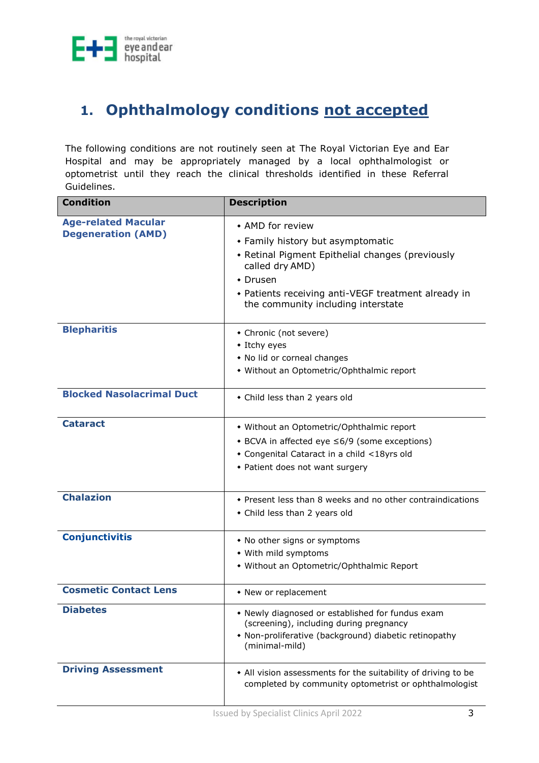# 1. Ophthalmology conditions <u>not accepted</u>

The following conditions are not routinely seen at The Royal Victorian Eye and Ear Hospital and may be appropriately managed by a local ophthalmologist or optometrist until they reach the clinical thresholds identified in these Referral Guidelines.

| Condition | Description |
|---|---|
| **Age-related Macular Degeneration (AMD)** | • AMD for review<br>• Family history but asymptomatic<br>• Retinal Pigment Epithelial changes (previously called dry AMD)<br>• Drusen<br>• Patients receiving anti-VEGF treatment already in the community including interstate |
| **Blepharitis** | • Chronic (not severe)<br>• Itchy eyes<br>• No lid or corneal changes<br>• Without an Optometric/Ophthalmic report |
| **Blocked Nasolacrimal Duct** | • Child less than 2 years old |
| **Cataract** | • Without an Optometric/Ophthalmic report<br>• BCVA in affected eye ≤6/9 (some exceptions)<br>• Congenital Cataract in a child <18yrs old<br>• Patient does not want surgery |
| **Chalazion** | • Present less than 8 weeks and no other contraindications<br>• Child less than 2 years old |
| **Conjunctivitis** | • No other signs or symptoms<br>• With mild symptoms<br>• Without an Optometric/Ophthalmic Report |
| **Cosmetic Contact Lens** | • New or replacement |
| **Diabetes** | • Newly diagnosed or established for fundus exam (screening), including during pregnancy<br>• Non-proliferative (background) diabetic retinopathy (minimal-mild) |
| **Driving Assessment** | • All vision assessments for the suitability of driving to be completed by community optometrist or ophthalmologist |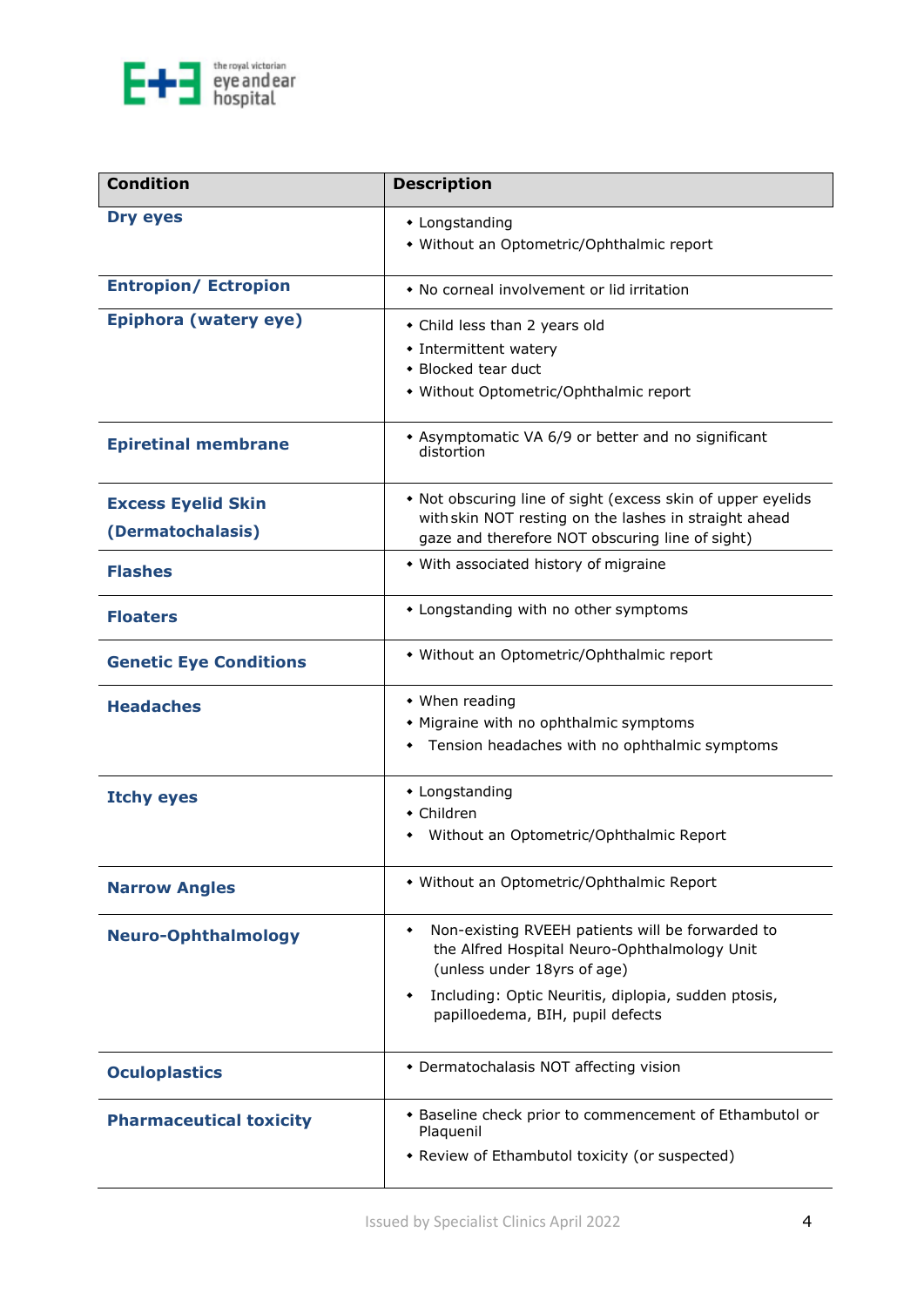| Condition | Description |
|---|---|
| **Dry eyes** | • Longstanding<br>• Without an Optometric/Ophthalmic report |
| **Entropion/ Ectropion** | • No corneal involvement or lid irritation |
| **Epiphora (watery eye)** | • Child less than 2 years old<br>• Intermittent watery<br>• Blocked tear duct<br>• Without Optometric/Ophthalmic report |
| **Epiretinal membrane** | • Asymptomatic VA 6/9 or better and no significant distortion |
| **Excess Eyelid Skin (Dermatochalasis)** | • Not obscuring line of sight (excess skin of upper eyelids with skin NOT resting on the lashes in straight ahead gaze and therefore NOT obscuring line of sight) |
| **Flashes** | • With associated history of migraine |
| **Floaters** | • Longstanding with no other symptoms |
| **Genetic Eye Conditions** | • Without an Optometric/Ophthalmic report |
| **Headaches** | • When reading<br>• Migraine with no ophthalmic symptoms<br>• Tension headaches with no ophthalmic symptoms |
| **Itchy eyes** | • Longstanding<br>• Children<br>• Without an Optometric/Ophthalmic Report |
| **Narrow Angles** | • Without an Optometric/Ophthalmic Report |
| **Neuro-Ophthalmology** | • Non-existing RVEEH patients will be forwarded to the Alfred Hospital Neuro-Ophthalmology Unit (unless under 18yrs of age)<br>• Including: Optic Neuritis, diplopia, sudden ptosis, papilloedema, BIH, pupil defects |
| **Oculoplastics** | • Dermatochalasis NOT affecting vision |
| **Pharmaceutical toxicity** | • Baseline check prior to commencement of Ethambutol or Plaquenil<br>• Review of Ethambutol toxicity (or suspected) |

Issued by Specialist Clinics April 2022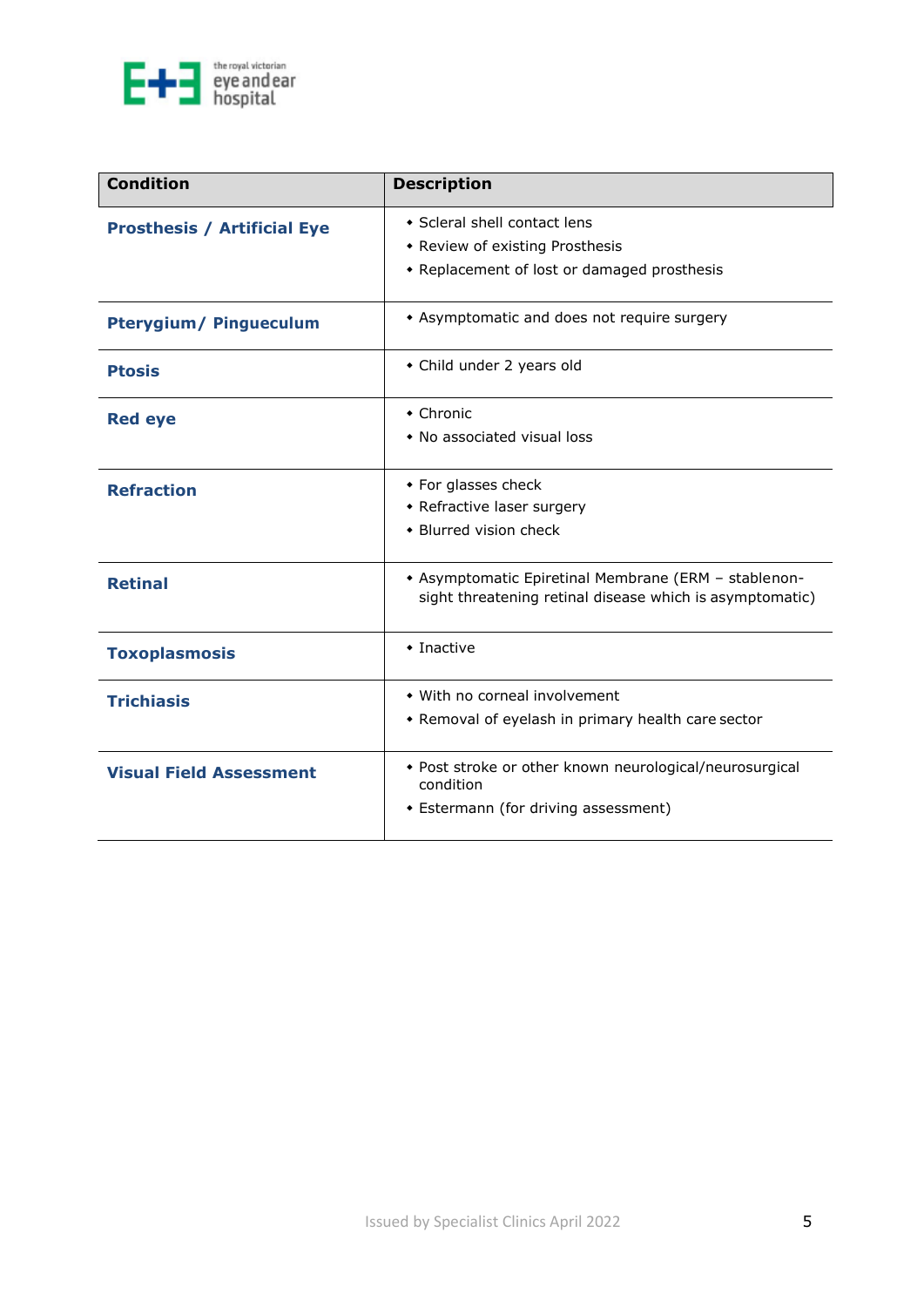| Condition | Description |
|---|---|
| **Prosthesis / Artificial Eye** | • Scleral shell contact lens<br>• Review of existing Prosthesis<br>• Replacement of lost or damaged prosthesis |
| **Pterygium/ Pingueculum** | • Asymptomatic and does not require surgery |
| **Ptosis** | • Child under 2 years old |
| **Red eye** | • Chronic<br>• No associated visual loss |
| **Refraction** | • For glasses check<br>• Refractive laser surgery<br>• Blurred vision check |
| **Retinal** | • Asymptomatic Epiretinal Membrane (ERM – stablenon-sight threatening retinal disease which is asymptomatic) |
| **Toxoplasmosis** | • Inactive |
| **Trichiasis** | • With no corneal involvement<br>• Removal of eyelash in primary health care sector |
| **Visual Field Assessment** | • Post stroke or other known neurological/neurosurgical condition<br>• Estermann (for driving assessment) |

Issued by Specialist Clinics April 2022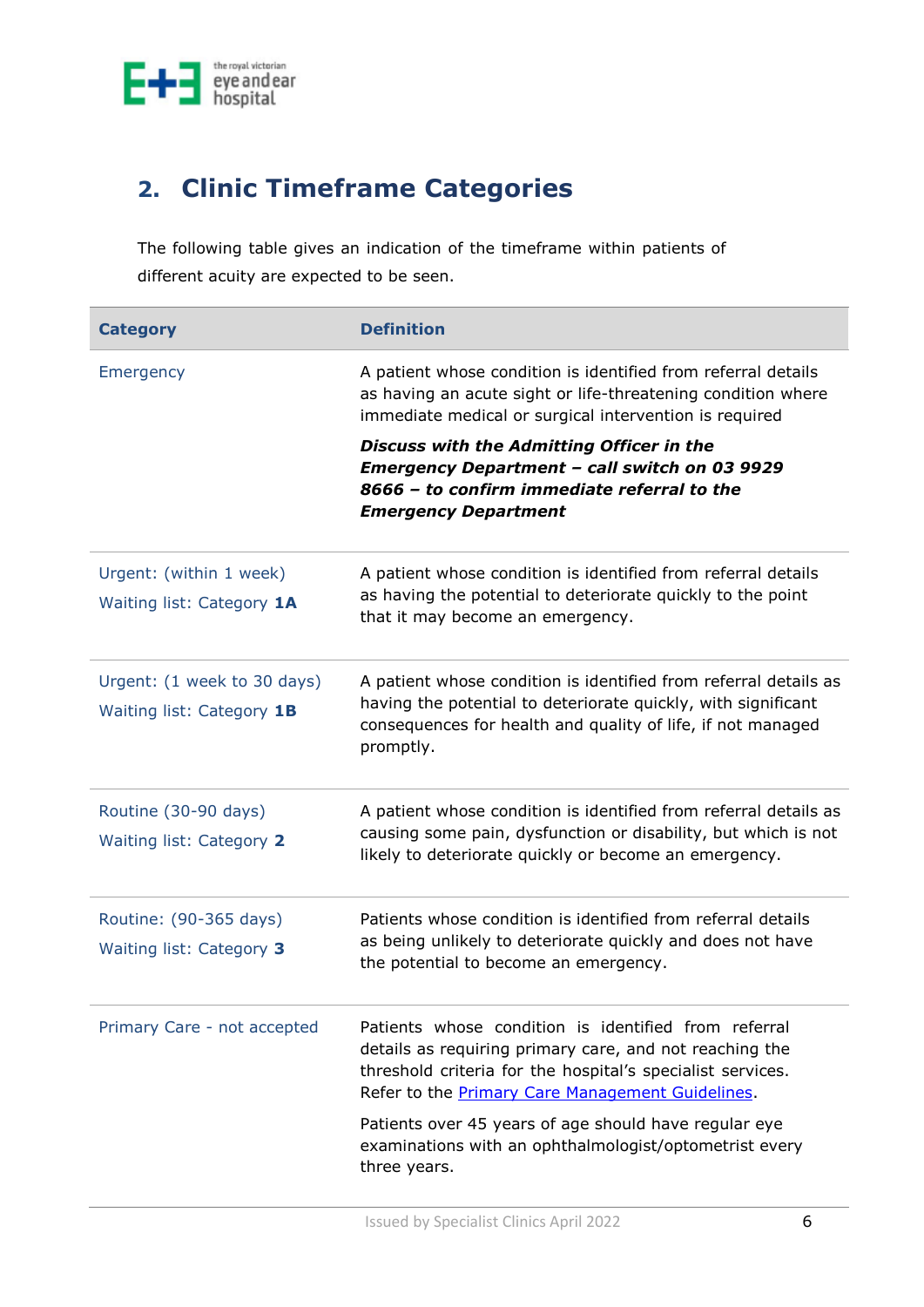## 2. Clinic Timeframe Categories

The following table gives an indication of the timeframe within patients of different acuity are expected to be seen.

| Category | Definition |
|---|---|
| Emergency | A patient whose condition is identified from referral details as having an acute sight or life-threatening condition where immediate medical or surgical intervention is required<br><br>***Discuss with the Admitting Officer in the Emergency Department – call switch on 03 9929 8666 – to confirm immediate referral to the Emergency Department*** |
| Urgent: (within 1 week)<br>Waiting list: Category **1A** | A patient whose condition is identified from referral details as having the potential to deteriorate quickly to the point that it may become an emergency. |
| Urgent: (1 week to 30 days)<br>Waiting list: Category **1B** | A patient whose condition is identified from referral details as having the potential to deteriorate quickly, with significant consequences for health and quality of life, if not managed promptly. |
| Routine (30-90 days)<br>Waiting list: Category **2** | A patient whose condition is identified from referral details as causing some pain, dysfunction or disability, but which is not likely to deteriorate quickly or become an emergency. |
| Routine: (90-365 days)<br>Waiting list: Category **3** | Patients whose condition is identified from referral details as being unlikely to deteriorate quickly and does not have the potential to become an emergency. |
| Primary Care - not accepted | Patients whose condition is identified from referral details as requiring primary care, and not reaching the threshold criteria for the hospital's specialist services. Refer to the Primary Care Management Guidelines.<br><br>Patients over 45 years of age should have regular eye examinations with an ophthalmologist/optometrist every three years. |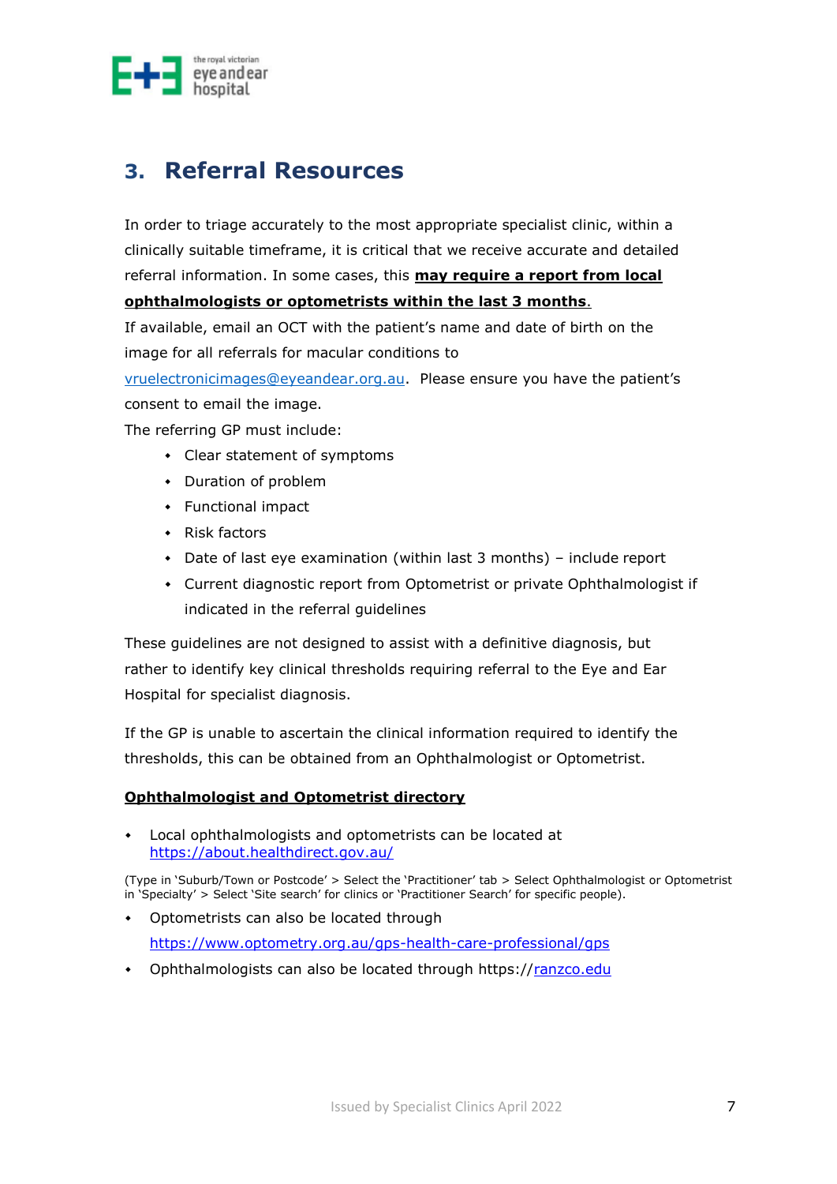## 3. Referral Resources

In order to triage accurately to the most appropriate specialist clinic, within a clinically suitable timeframe, it is critical that we receive accurate and detailed referral information. In some cases, this **may require a report from local ophthalmologists or optometrists within the last 3 months**.

If available, email an OCT with the patient's name and date of birth on the image for all referrals for macular conditions to vruelectronicimages@eyeandear.org.au. Please ensure you have the patient's consent to email the image.

The referring GP must include:

- Clear statement of symptoms
- Duration of problem
- Functional impact
- Risk factors
- Date of last eye examination (within last 3 months) – include report
- Current diagnostic report from Optometrist or private Ophthalmologist if indicated in the referral guidelines

These guidelines are not designed to assist with a definitive diagnosis, but rather to identify key clinical thresholds requiring referral to the Eye and Ear Hospital for specialist diagnosis.

If the GP is unable to ascertain the clinical information required to identify the thresholds, this can be obtained from an Ophthalmologist or Optometrist.

**Ophthalmologist and Optometrist directory**

- Local ophthalmologists and optometrists can be located at https://about.healthdirect.gov.au/

(Type in 'Suburb/Town or Postcode' > Select the 'Practitioner' tab > Select Ophthalmologist or Optometrist in 'Specialty' > Select 'Site search' for clinics or 'Practitioner Search' for specific people).

- Optometrists can also be located through https://www.optometry.org.au/gps-health-care-professional/gps
- Ophthalmologists can also be located through https://ranzco.edu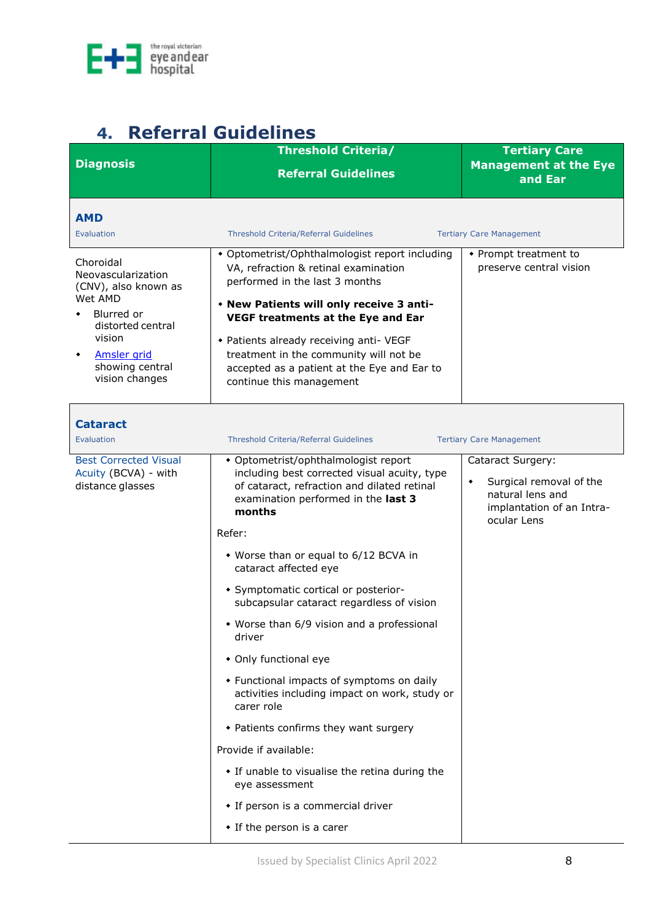## 4. Referral Guidelines

| Diagnosis | Threshold Criteria/ Referral Guidelines | Tertiary Care Management at the Eye and Ear |
|---|---|---|
| **AMD**<br>Evaluation | Threshold Criteria/Referral Guidelines | Tertiary Care Management |
| Choroidal Neovascularization (CNV), also known as Wet AMD<br>• Blurred or distorted central vision<br>• Amsler grid showing central vision changes | • Optometrist/Ophthalmologist report including VA, refraction & retinal examination performed in the last 3 months<br>• **New Patients will only receive 3 anti-VEGF treatments at the Eye and Ear**<br>• Patients already receiving anti- VEGF treatment in the community will not be accepted as a patient at the Eye and Ear to continue this management | • Prompt treatment to preserve central vision |
| **Cataract**<br>Evaluation | Threshold Criteria/Referral Guidelines | Tertiary Care Management |
| Best Corrected Visual Acuity (BCVA) - with distance glasses | • Optometrist/ophthalmologist report including best corrected visual acuity, type of cataract, refraction and dilated retinal examination performed in the **last 3 months**<br>Refer:<br>• Worse than or equal to 6/12 BCVA in cataract affected eye<br>• Symptomatic cortical or posterior-subcapsular cataract regardless of vision<br>• Worse than 6/9 vision and a professional driver<br>• Only functional eye<br>• Functional impacts of symptoms on daily activities including impact on work, study or carer role<br>• Patients confirms they want surgery<br>Provide if available:<br>• If unable to visualise the retina during the eye assessment<br>• If person is a commercial driver<br>• If the person is a carer | Cataract Surgery:<br>• Surgical removal of the natural lens and implantation of an Intra-ocular Lens |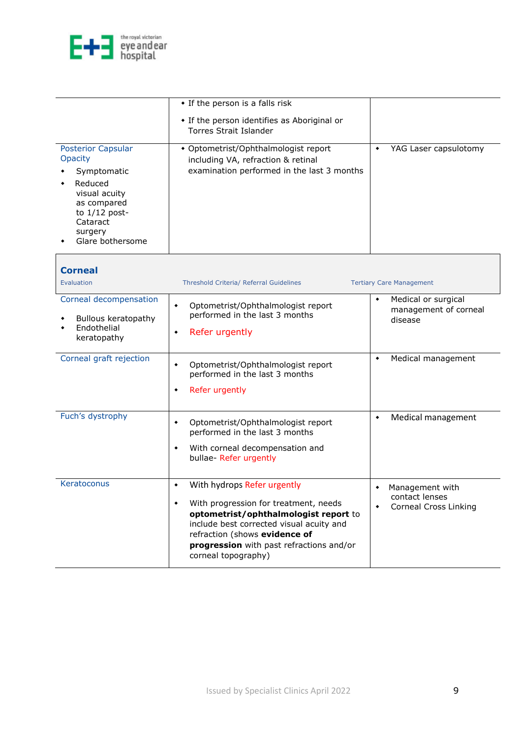| | | |
|---|---|---|
| | • If the person is a falls risk<br>• If the person identifies as Aboriginal or Torres Strait Islander | |
| Posterior Capsular Opacity<br>• Symptomatic<br>• Reduced visual acuity as compared to 1/12 post-Cataract surgery<br>• Glare bothersome | • Optometrist/Ophthalmologist report including VA, refraction & retinal examination performed in the last 3 months | • YAG Laser capsulotomy |

## Corneal

| Evaluation | Threshold Criteria/ Referral Guidelines | Tertiary Care Management |
|---|---|---|
| Corneal decompensation<br>• Bullous keratopathy<br>• Endothelial keratopathy | • Optometrist/Ophthalmologist report performed in the last 3 months<br>• Refer urgently | • Medical or surgical management of corneal disease |
| Corneal graft rejection | • Optometrist/Ophthalmologist report performed in the last 3 months<br>• Refer urgently | • Medical management |
| Fuch's dystrophy | • Optometrist/Ophthalmologist report performed in the last 3 months<br>• With corneal decompensation and bullae- Refer urgently | • Medical management |
| Keratoconus | • With hydrops Refer urgently<br>• With progression for treatment, needs **optometrist/ophthalmologist report** to include best corrected visual acuity and refraction (shows **evidence of progression** with past refractions and/or corneal topography) | • Management with contact lenses<br>• Corneal Cross Linking |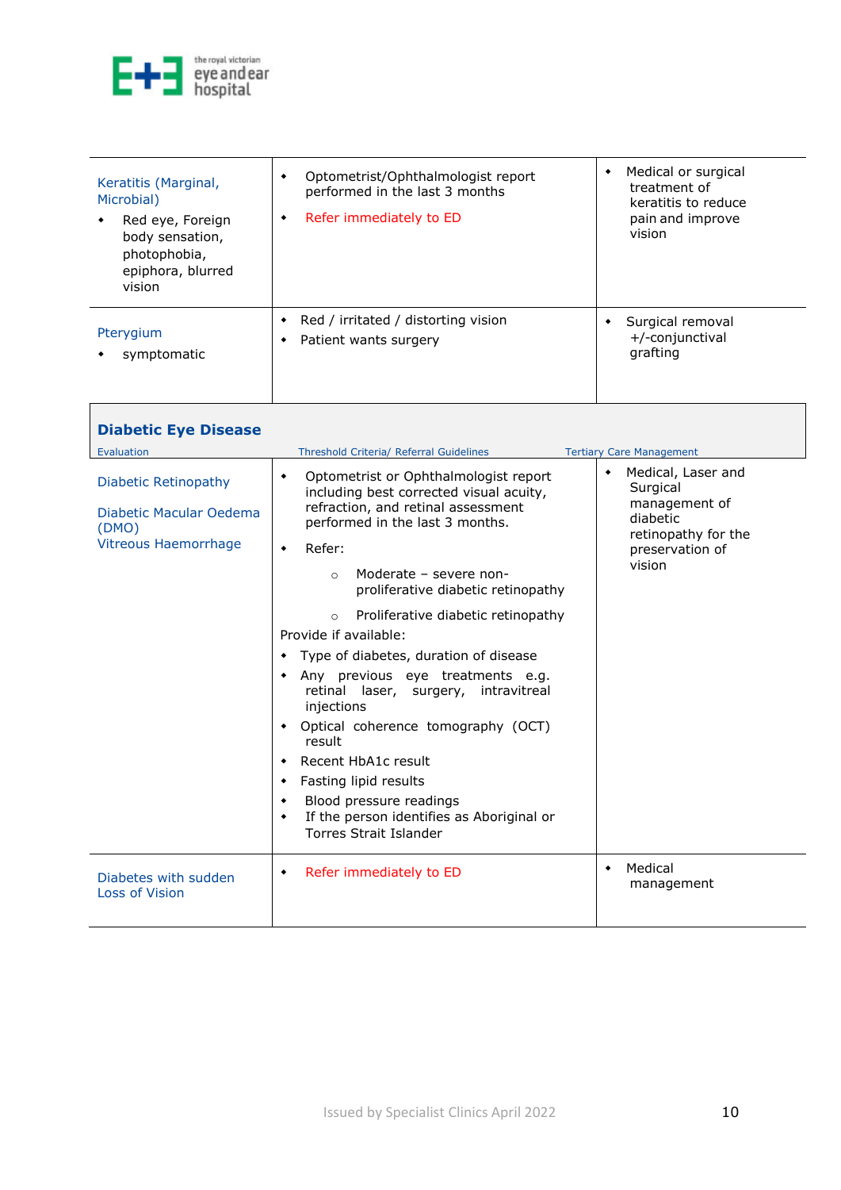| | | |
|---|---|---|
| Keratitis (Marginal, Microbial)<br>• Red eye, Foreign body sensation, photophobia, epiphora, blurred vision | • Optometrist/Ophthalmologist report performed in the last 3 months<br>• Refer immediately to ED | • Medical or surgical treatment of keratitis to reduce pain and improve vision |
| Pterygium<br>• symptomatic | • Red / irritated / distorting vision<br>• Patient wants surgery | • Surgical removal +/-conjunctival grafting |

## Diabetic Eye Disease

| Evaluation | Threshold Criteria/ Referral Guidelines | Tertiary Care Management |
|---|---|---|
| Diabetic Retinopathy<br><br>Diabetic Macular Oedema (DMO)<br>Vitreous Haemorrhage | • Optometrist or Ophthalmologist report including best corrected visual acuity, refraction, and retinal assessment performed in the last 3 months.<br>• Refer:<br>  ○ Moderate – severe non-proliferative diabetic retinopathy<br>  ○ Proliferative diabetic retinopathy<br>Provide if available:<br>• Type of diabetes, duration of disease<br>• Any previous eye treatments e.g. retinal laser, surgery, intravitreal injections<br>• Optical coherence tomography (OCT) result<br>• Recent HbA1c result<br>• Fasting lipid results<br>• Blood pressure readings<br>• If the person identifies as Aboriginal or Torres Strait Islander | • Medical, Laser and Surgical management of diabetic retinopathy for the preservation of vision |
| Diabetes with sudden Loss of Vision | • Refer immediately to ED | • Medical management |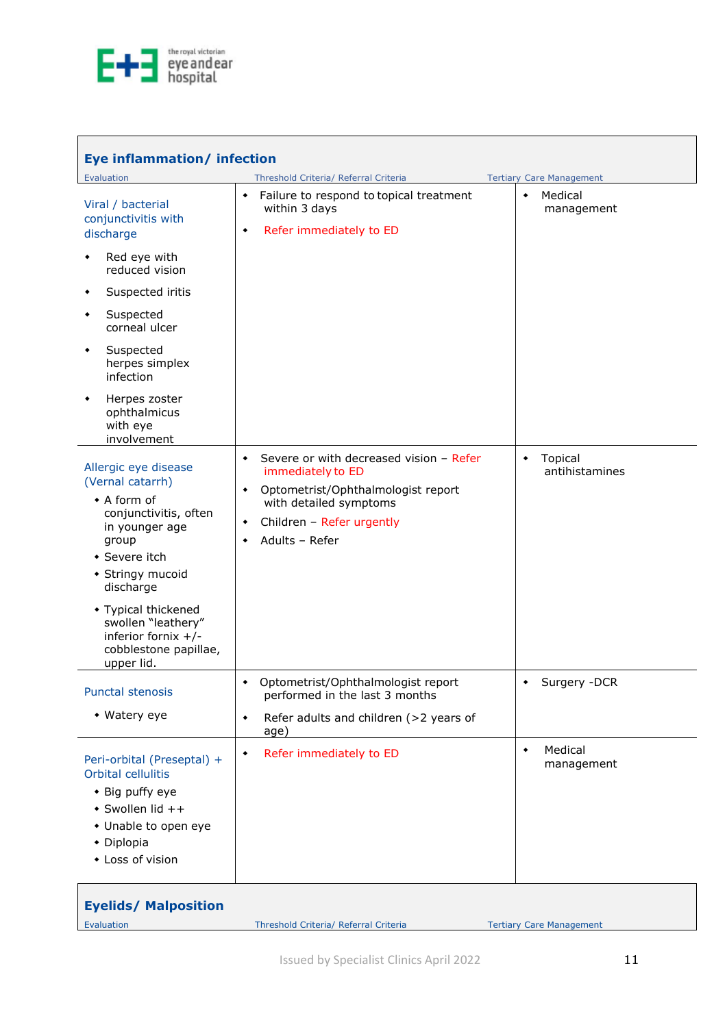## Eye inflammation/ infection

| Evaluation | Threshold Criteria/ Referral Criteria | Tertiary Care Management |
|---|---|---|
| Viral / bacterial conjunctivitis with discharge<br>• Red eye with reduced vision<br>• Suspected iritis<br>• Suspected corneal ulcer<br>• Suspected herpes simplex infection<br>• Herpes zoster ophthalmicus with eye involvement | • Failure to respond to topical treatment within 3 days<br>• Refer immediately to ED | • Medical management |
| Allergic eye disease (Vernal catarrh)<br>• A form of conjunctivitis, often in younger age group<br>• Severe itch<br>• Stringy mucoid discharge<br>• Typical thickened swollen "leathery" inferior fornix +/- cobblestone papillae, upper lid. | • Severe or with decreased vision – Refer immediately to ED<br>• Optometrist/Ophthalmologist report with detailed symptoms<br>• Children – Refer urgently<br>• Adults – Refer | • Topical antihistamines |
| Punctal stenosis<br>• Watery eye | • Optometrist/Ophthalmologist report performed in the last 3 months<br>• Refer adults and children (>2 years of age) | • Surgery -DCR |
| Peri-orbital (Preseptal) + Orbital cellulitis<br>• Big puffy eye<br>• Swollen lid ++<br>• Unable to open eye<br>• Diplopia<br>• Loss of vision | • Refer immediately to ED | • Medical management |

## Eyelids/ Malposition

| Evaluation | Threshold Criteria/ Referral Criteria | Tertiary Care Management |
|---|---|---|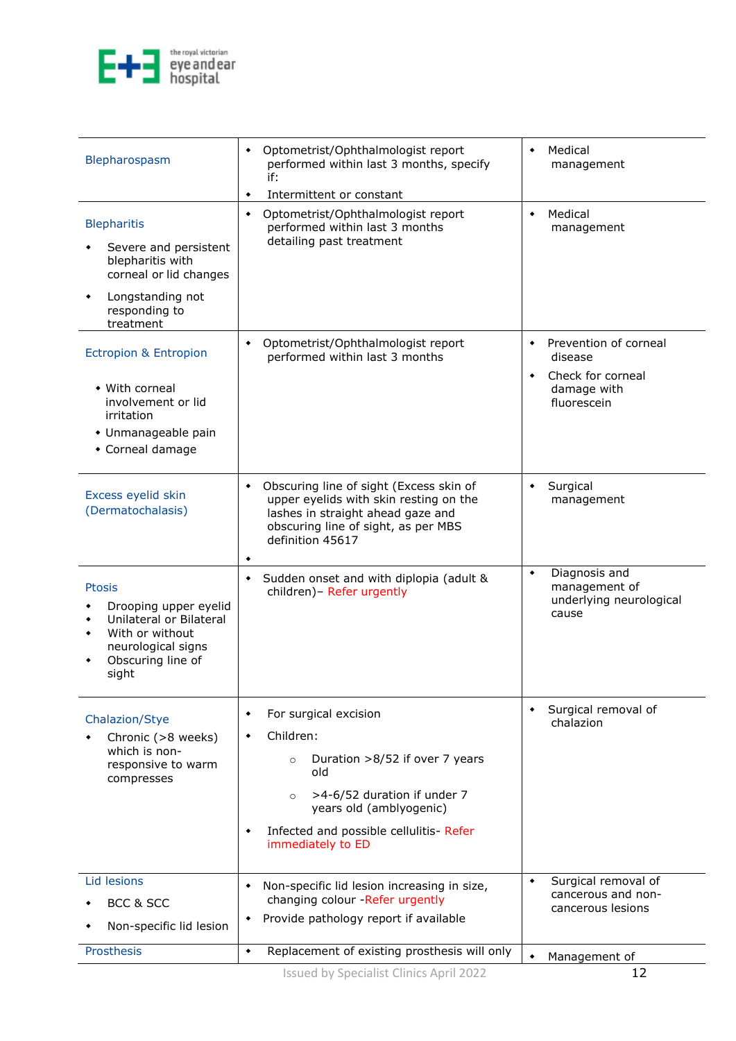| | | |
|---|---|---|
| Blepharospasm | • Optometrist/Ophthalmologist report performed within last 3 months, specify if:<br>• Intermittent or constant | • Medical management |
| Blepharitis<br>• Severe and persistent blepharitis with corneal or lid changes<br>• Longstanding not responding to treatment | • Optometrist/Ophthalmologist report performed within last 3 months detailing past treatment | • Medical management |
| Ectropion & Entropion<br>• With corneal involvement or lid irritation<br>• Unmanageable pain<br>• Corneal damage | • Optometrist/Ophthalmologist report performed within last 3 months | • Prevention of corneal disease<br>• Check for corneal damage with fluorescein |
| Excess eyelid skin (Dermatochalasis) | • Obscuring line of sight (Excess skin of upper eyelids with skin resting on the lashes in straight ahead gaze and obscuring line of sight, as per MBS definition 45617<br>• | • Surgical management |
| Ptosis<br>• Drooping upper eyelid<br>• Unilateral or Bilateral<br>• With or without neurological signs<br>• Obscuring line of sight | • Sudden onset and with diplopia (adult & children)– Refer urgently | • Diagnosis and management of underlying neurological cause |
| Chalazion/Stye<br>• Chronic (>8 weeks) which is non-responsive to warm compresses | • For surgical excision<br>• Children:<br>  ○ Duration >8/52 if over 7 years old<br>  ○ >4-6/52 duration if under 7 years old (amblyogenic)<br>• Infected and possible cellulitis- Refer immediately to ED | • Surgical removal of chalazion |
| Lid lesions<br>• BCC & SCC<br>• Non-specific lid lesion | • Non-specific lid lesion increasing in size, changing colour -Refer urgently<br>• Provide pathology report if available | • Surgical removal of cancerous and non-cancerous lesions |
| Prosthesis | • Replacement of existing prosthesis will only | • Management of |

Issued by Specialist Clinics April 2022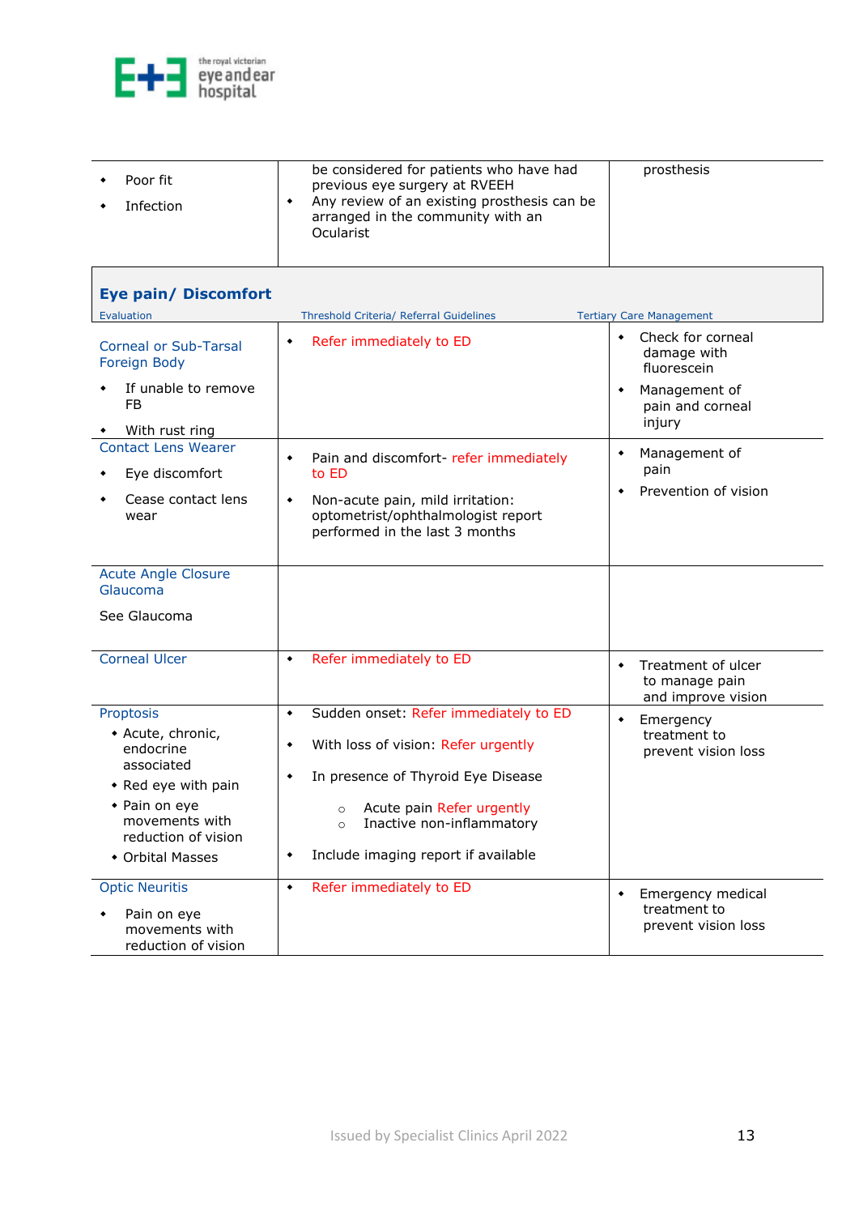| | | |
|---|---|---|
| • Poor fit<br>• Infection | be considered for patients who have had previous eye surgery at RVEEH<br>• Any review of an existing prosthesis can be arranged in the community with an Ocularist | prosthesis |

## Eye pain/ Discomfort

| Evaluation | Threshold Criteria/ Referral Guidelines | Tertiary Care Management |
|---|---|---|
| Corneal or Sub-Tarsal Foreign Body<br>• If unable to remove FB<br>• With rust ring | • Refer immediately to ED | • Check for corneal damage with fluorescein<br>• Management of pain and corneal injury |
| Contact Lens Wearer<br>• Eye discomfort<br>• Cease contact lens wear | • Pain and discomfort- refer immediately to ED<br>• Non-acute pain, mild irritation: optometrist/ophthalmologist report performed in the last 3 months | • Management of pain<br>• Prevention of vision |
| Acute Angle Closure Glaucoma<br>See Glaucoma | | |
| Corneal Ulcer | • Refer immediately to ED | • Treatment of ulcer to manage pain and improve vision |
| Proptosis<br>• Acute, chronic, endocrine associated<br>• Red eye with pain<br>• Pain on eye movements with reduction of vision<br>• Orbital Masses | • Sudden onset: Refer immediately to ED<br>• With loss of vision: Refer urgently<br>• In presence of Thyroid Eye Disease<br>  ○ Acute pain Refer urgently<br>  ○ Inactive non-inflammatory<br>• Include imaging report if available | • Emergency treatment to prevent vision loss |
| Optic Neuritis<br>• Pain on eye movements with reduction of vision | • Refer immediately to ED | • Emergency medical treatment to prevent vision loss |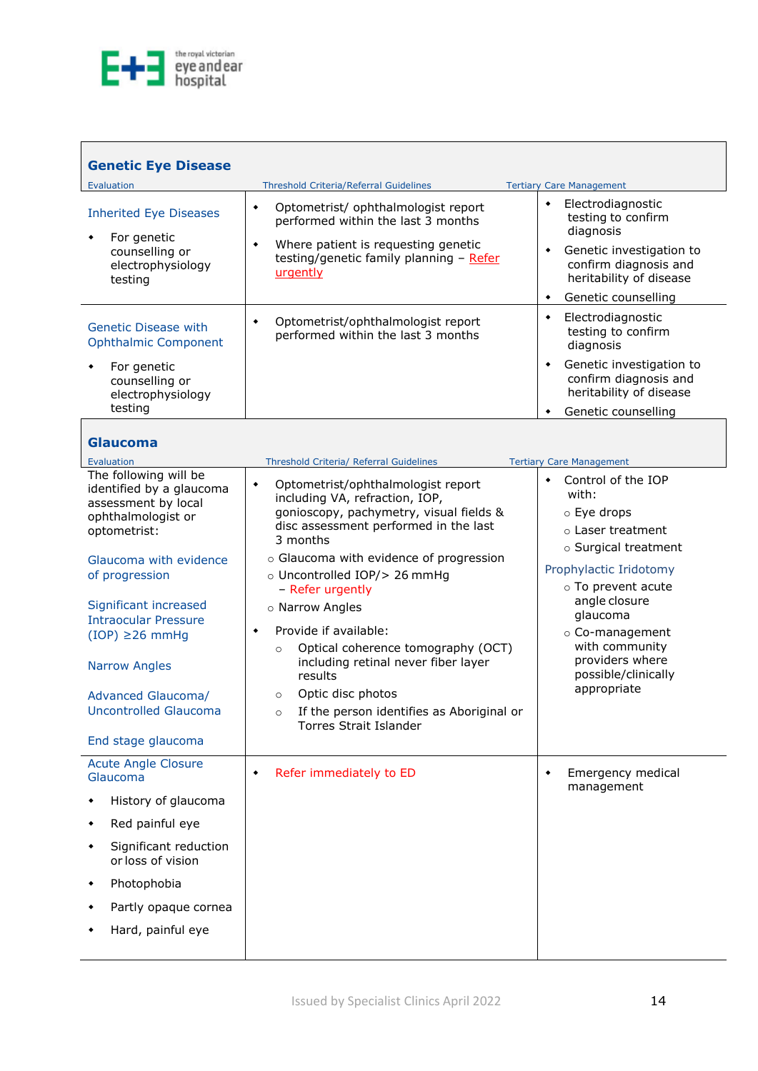## Genetic Eye Disease

| Evaluation | Threshold Criteria/Referral Guidelines | Tertiary Care Management |
|---|---|---|
| Inherited Eye Diseases<br>• For genetic counselling or electrophysiology testing | • Optometrist/ ophthalmologist report performed within the last 3 months<br>• Where patient is requesting genetic testing/genetic family planning – Refer urgently | • Electrodiagnostic testing to confirm diagnosis<br>• Genetic investigation to confirm diagnosis and heritability of disease<br>• Genetic counselling |
| Genetic Disease with Ophthalmic Component<br>• For genetic counselling or electrophysiology testing | • Optometrist/ophthalmologist report performed within the last 3 months | • Electrodiagnostic testing to confirm diagnosis<br>• Genetic investigation to confirm diagnosis and heritability of disease<br>• Genetic counselling |

## Glaucoma

| Evaluation | Threshold Criteria/ Referral Guidelines | Tertiary Care Management |
|---|---|---|
| The following will be identified by a glaucoma assessment by local ophthalmologist or optometrist:<br><br>Glaucoma with evidence of progression<br><br>Significant increased Intraocular Pressure (IOP) ≥26 mmHg<br><br>Narrow Angles<br><br>Advanced Glaucoma/ Uncontrolled Glaucoma<br><br>End stage glaucoma | • Optometrist/ophthalmologist report including VA, refraction, IOP, gonioscopy, pachymetry, visual fields & disc assessment performed in the last 3 months<br>○ Glaucoma with evidence of progression<br>○ Uncontrolled IOP/> 26 mmHg – Refer urgently<br>○ Narrow Angles<br>• Provide if available:<br>○ Optical coherence tomography (OCT) including retinal never fiber layer results<br>○ Optic disc photos<br>○ If the person identifies as Aboriginal or Torres Strait Islander | • Control of the IOP with:<br>○ Eye drops<br>○ Laser treatment<br>○ Surgical treatment<br><br>Prophylactic Iridotomy<br>○ To prevent acute angle closure glaucoma<br>○ Co-management with community providers where possible/clinically appropriate |
| Acute Angle Closure Glaucoma<br>• History of glaucoma<br>• Red painful eye<br>• Significant reduction or loss of vision<br>• Photophobia<br>• Partly opaque cornea<br>• Hard, painful eye | • Refer immediately to ED | • Emergency medical management |

Issued by Specialist Clinics April 2022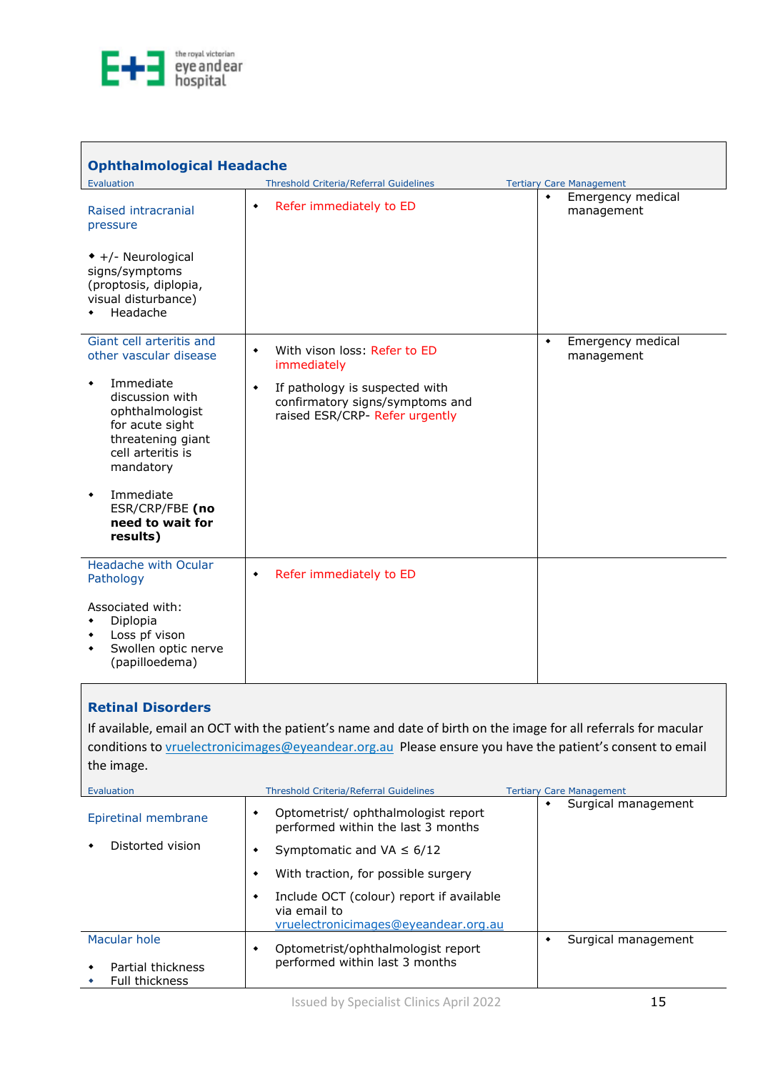## Ophthalmological Headache

| Evaluation | Threshold Criteria/Referral Guidelines | Tertiary Care Management |
|---|---|---|
| **Raised intracranial pressure**<br><br>• +/- Neurological signs/symptoms (proptosis, diplopia, visual disturbance)<br>• Headache | • Refer immediately to ED | • Emergency medical management |
| **Giant cell arteritis and other vascular disease**<br><br>• Immediate discussion with ophthalmologist for acute sight threatening giant cell arteritis is mandatory<br><br>• Immediate ESR/CRP/FBE **(no need to wait for results)** | • With vison loss: Refer to ED immediately<br><br>• If pathology is suspected with confirmatory signs/symptoms and raised ESR/CRP- Refer urgently | • Emergency medical management |
| **Headache with Ocular Pathology**<br><br>Associated with:<br>• Diplopia<br>• Loss pf vison<br>• Swollen optic nerve (papilloedema) | • Refer immediately to ED | |

## Retinal Disorders

If available, email an OCT with the patient's name and date of birth on the image for all referrals for macular conditions to vruelectronicimages@eyeandear.org.au Please ensure you have the patient's consent to email the image.

| Evaluation | Threshold Criteria/Referral Guidelines | Tertiary Care Management |
|---|---|---|
| **Epiretinal membrane**<br><br>• Distorted vision | • Optometrist/ ophthalmologist report performed within the last 3 months<br><br>• Symptomatic and VA ≤ 6/12<br><br>• With traction, for possible surgery<br><br>• Include OCT (colour) report if available via email to vruelectronicimages@eyeandear.org.au | • Surgical management |
| **Macular hole**<br><br>• Partial thickness<br>• Full thickness | • Optometrist/ophthalmologist report performed within last 3 months | • Surgical management |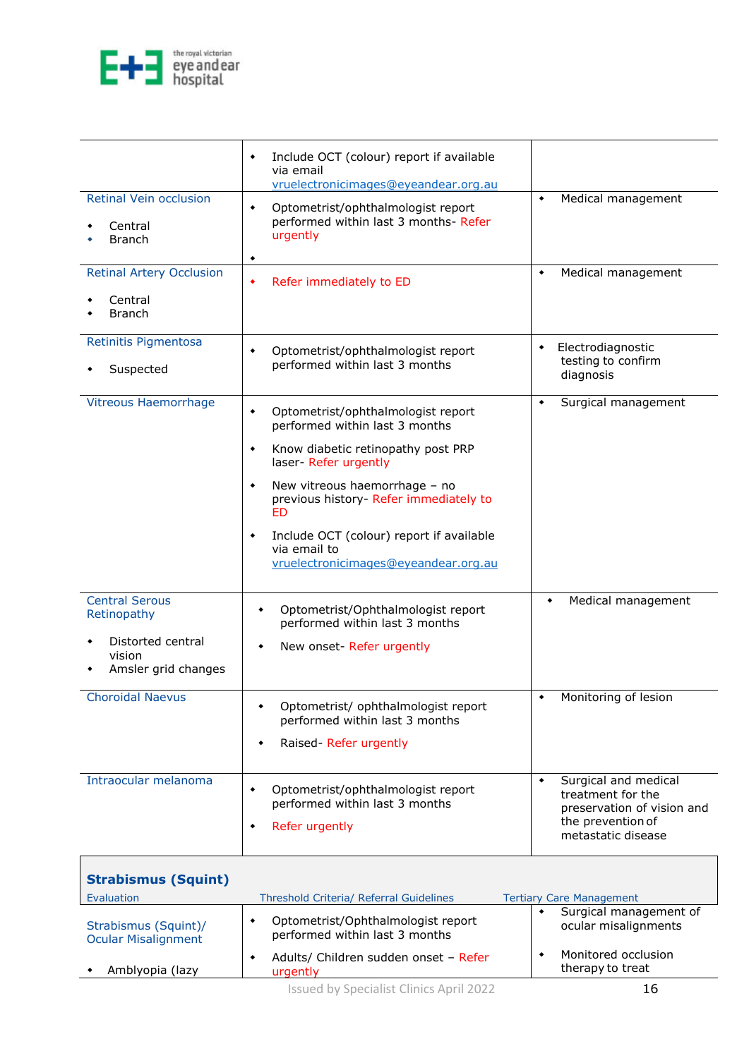| Evaluation | Threshold Criteria/ Referral Guidelines | Tertiary Care Management |
|---|---|---|
| | • Include OCT (colour) report if available via email vruelectronicimages@eyeandear.org.au | |
| Retinal Vein occlusion<br>• Central<br>• Branch | • Optometrist/ophthalmologist report performed within last 3 months- Refer urgently<br>• | • Medical management |
| Retinal Artery Occlusion<br>• Central<br>• Branch | • Refer immediately to ED | • Medical management |
| Retinitis Pigmentosa<br>• Suspected | • Optometrist/ophthalmologist report performed within last 3 months | • Electrodiagnostic testing to confirm diagnosis |
| Vitreous Haemorrhage | • Optometrist/ophthalmologist report performed within last 3 months<br>• Know diabetic retinopathy post PRP laser- Refer urgently<br>• New vitreous haemorrhage – no previous history- Refer immediately to ED<br>• Include OCT (colour) report if available via email to vruelectronicimages@eyeandear.org.au | • Surgical management |
| Central Serous Retinopathy<br>• Distorted central vision<br>• Amsler grid changes | • Optometrist/Ophthalmologist report performed within last 3 months<br>• New onset- Refer urgently | • Medical management |
| Choroidal Naevus | • Optometrist/ ophthalmologist report performed within last 3 months<br>• Raised- Refer urgently | • Monitoring of lesion |
| Intraocular melanoma | • Optometrist/ophthalmologist report performed within last 3 months<br>• Refer urgently | • Surgical and medical treatment for the preservation of vision and the prevention of metastatic disease |

## Strabismus (Squint)

| Evaluation | Threshold Criteria/ Referral Guidelines | Tertiary Care Management |
|---|---|---|
| Strabismus (Squint)/ Ocular Misalignment<br>• Amblyopia (lazy | • Optometrist/Ophthalmologist report performed within last 3 months<br>• Adults/ Children sudden onset – Refer urgently | • Surgical management of ocular misalignments<br>• Monitored occlusion therapy to treat |

Issued by Specialist Clinics April 2022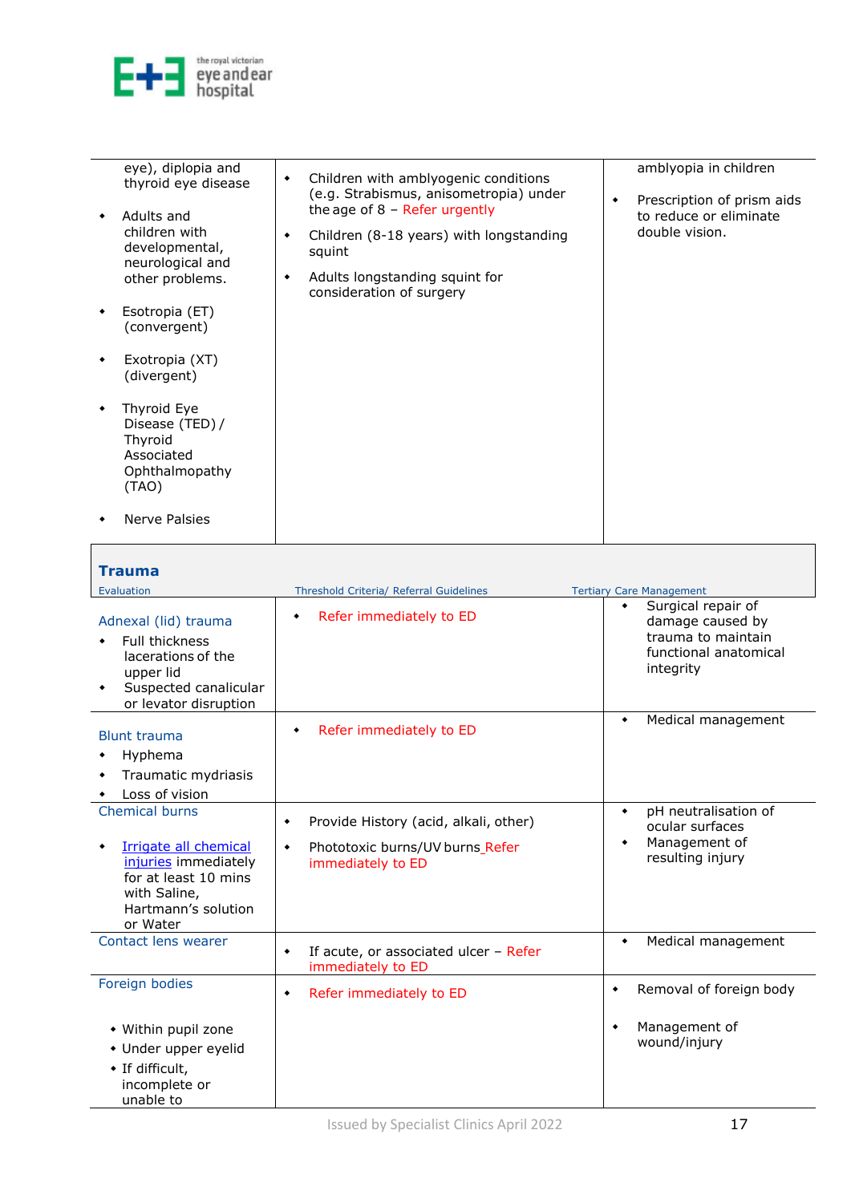| | | |
|---|---|---|
| eye), diplopia and thyroid eye disease<br>• Adults and children with developmental, neurological and other problems.<br>• Esotropia (ET) (convergent)<br>• Exotropia (XT) (divergent)<br>• Thyroid Eye Disease (TED) / Thyroid Associated Ophthalmopathy (TAO)<br>• Nerve Palsies | • Children with amblyogenic conditions (e.g. Strabismus, anisometropia) under the age of 8 – Refer urgently<br>• Children (8-18 years) with longstanding squint<br>• Adults longstanding squint for consideration of surgery | amblyopia in children<br>• Prescription of prism aids to reduce or eliminate double vision. |

## Trauma

| Evaluation | Threshold Criteria/ Referral Guidelines | Tertiary Care Management |
|---|---|---|
| **Adnexal (lid) trauma**<br>• Full thickness lacerations of the upper lid<br>• Suspected canalicular or levator disruption | • Refer immediately to ED | • Surgical repair of damage caused by trauma to maintain functional anatomical integrity |
| **Blunt trauma**<br>• Hyphema<br>• Traumatic mydriasis<br>• Loss of vision | • Refer immediately to ED | • Medical management |
| **Chemical burns**<br>• Irrigate all chemical injuries immediately for at least 10 mins with Saline, Hartmann's solution or Water | • Provide History (acid, alkali, other)<br>• Phototoxic burns/UV burns Refer immediately to ED | • pH neutralisation of ocular surfaces<br>• Management of resulting injury |
| **Contact lens wearer** | • If acute, or associated ulcer – Refer immediately to ED | • Medical management |
| **Foreign bodies**<br>• Within pupil zone<br>• Under upper eyelid<br>• If difficult, incomplete or unable to | • Refer immediately to ED | • Removal of foreign body<br>• Management of wound/injury |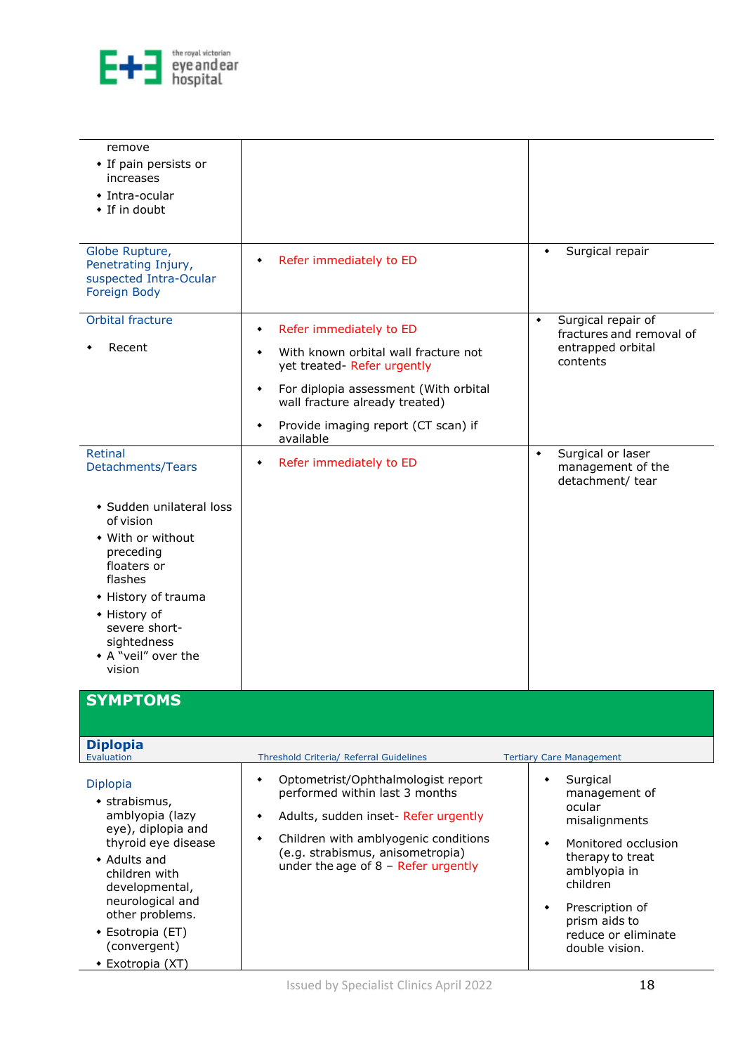| | | |
|---|---|---|
| remove<br>• If pain persists or increases<br>• Intra-ocular<br>• If in doubt | | |
| Globe Rupture, Penetrating Injury, suspected Intra-Ocular Foreign Body | • Refer immediately to ED | • Surgical repair |
| Orbital fracture<br>• Recent | • Refer immediately to ED<br>• With known orbital wall fracture not yet treated- Refer urgently<br>• For diplopia assessment (With orbital wall fracture already treated)<br>• Provide imaging report (CT scan) if available | • Surgical repair of fractures and removal of entrapped orbital contents |
| Retinal Detachments/Tears<br>• Sudden unilateral loss of vision<br>• With or without preceding floaters or flashes<br>• History of trauma<br>• History of severe short-sightedness<br>• A "veil" over the vision | • Refer immediately to ED | • Surgical or laser management of the detachment/ tear |

## SYMPTOMS

### Diplopia

| Evaluation | Threshold Criteria/ Referral Guidelines | Tertiary Care Management |
|---|---|---|
| Diplopia<br>• strabismus, amblyopia (lazy eye), diplopia and thyroid eye disease<br>• Adults and children with developmental, neurological and other problems.<br>• Esotropia (ET) (convergent)<br>• Exotropia (XT) | • Optometrist/Ophthalmologist report performed within last 3 months<br>• Adults, sudden inset- Refer urgently<br>• Children with amblyogenic conditions (e.g. strabismus, anisometropia) under the age of 8 – Refer urgently | • Surgical management of ocular misalignments<br>• Monitored occlusion therapy to treat amblyopia in children<br>• Prescription of prism aids to reduce or eliminate double vision. |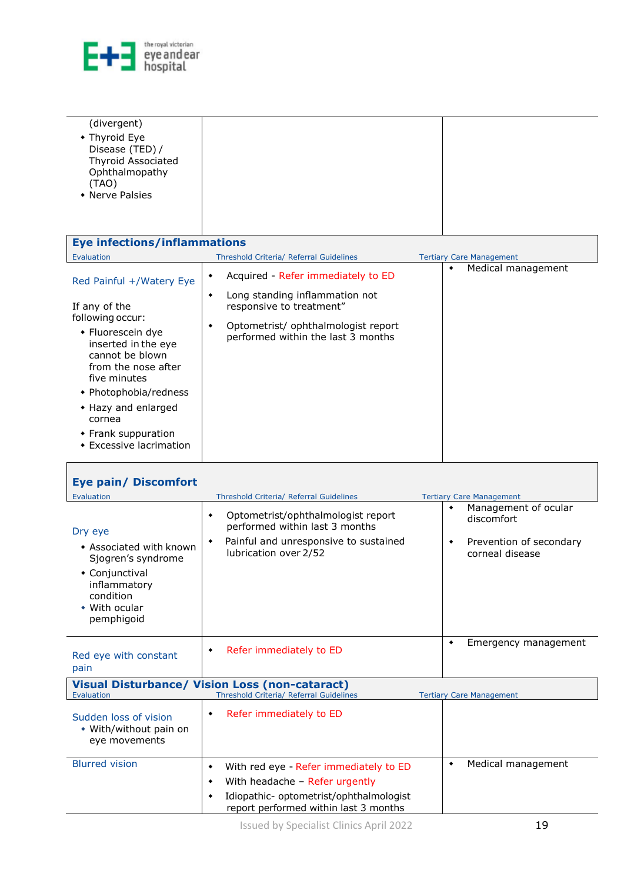| | | |
|---|---|---|
| (divergent)<br>• Thyroid Eye Disease (TED) / Thyroid Associated Ophthalmopathy (TAO)<br>• Nerve Palsies | | |

## Eye infections/inflammations

| Evaluation | Threshold Criteria/ Referral Guidelines | Tertiary Care Management |
|---|---|---|
| Red Painful +/Watery Eye<br><br>If any of the following occur:<br>• Fluorescein dye inserted in the eye cannot be blown from the nose after five minutes<br>• Photophobia/redness<br>• Hazy and enlarged cornea<br>• Frank suppuration<br>• Excessive lacrimation | • Acquired - Refer immediately to ED<br>• Long standing inflammation not responsive to treatment"<br>• Optometrist/ ophthalmologist report performed within the last 3 months | • Medical management |

## Eye pain/ Discomfort

| Evaluation | Threshold Criteria/ Referral Guidelines | Tertiary Care Management |
|---|---|---|
| Dry eye<br>• Associated with known Sjogren's syndrome<br>• Conjunctival inflammatory condition<br>• With ocular pemphigoid | • Optometrist/ophthalmologist report performed within last 3 months<br>• Painful and unresponsive to sustained lubrication over 2/52 | • Management of ocular discomfort<br>• Prevention of secondary corneal disease |
| Red eye with constant pain | • Refer immediately to ED | • Emergency management |

## Visual Disturbance/ Vision Loss (non-cataract)

| Evaluation | Threshold Criteria/ Referral Guidelines | Tertiary Care Management |
|---|---|---|
| Sudden loss of vision<br>• With/without pain on eye movements | • Refer immediately to ED | |
| Blurred vision | • With red eye - Refer immediately to ED<br>• With headache – Refer urgently<br>• Idiopathic- optometrist/ophthalmologist report performed within last 3 months | • Medical management |

Issued by Specialist Clinics April 2022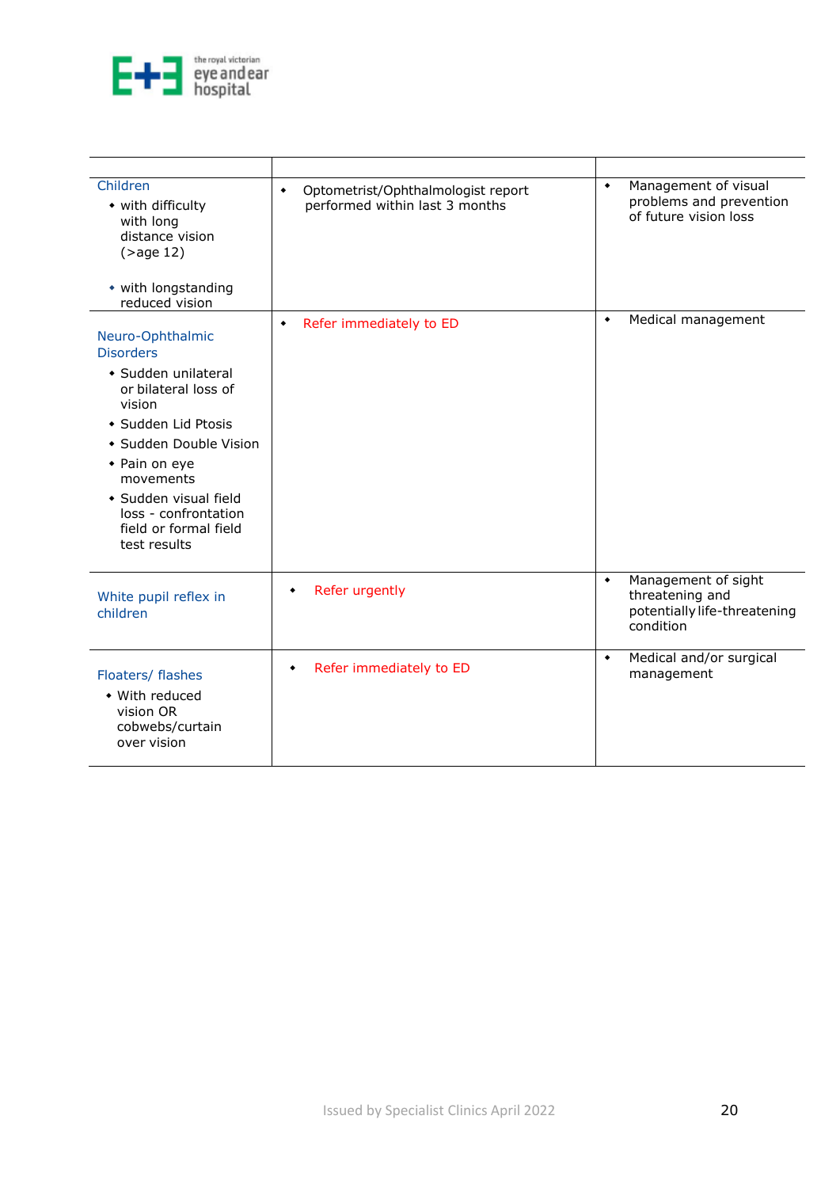| | | |
|---|---|---|
| Children<br>• with difficulty with long distance vision (>age 12)<br>• with longstanding reduced vision | • Optometrist/Ophthalmologist report performed within last 3 months | • Management of visual problems and prevention of future vision loss |
| Neuro-Ophthalmic Disorders<br>• Sudden unilateral or bilateral loss of vision<br>• Sudden Lid Ptosis<br>• Sudden Double Vision<br>• Pain on eye movements<br>• Sudden visual field loss - confrontation field or formal field test results | • Refer immediately to ED | • Medical management |
| White pupil reflex in children | • Refer urgently | • Management of sight threatening and potentially life-threatening condition |
| Floaters/ flashes<br>• With reduced vision OR cobwebs/curtain over vision | • Refer immediately to ED | • Medical and/or surgical management |

Issued by Specialist Clinics April 2022